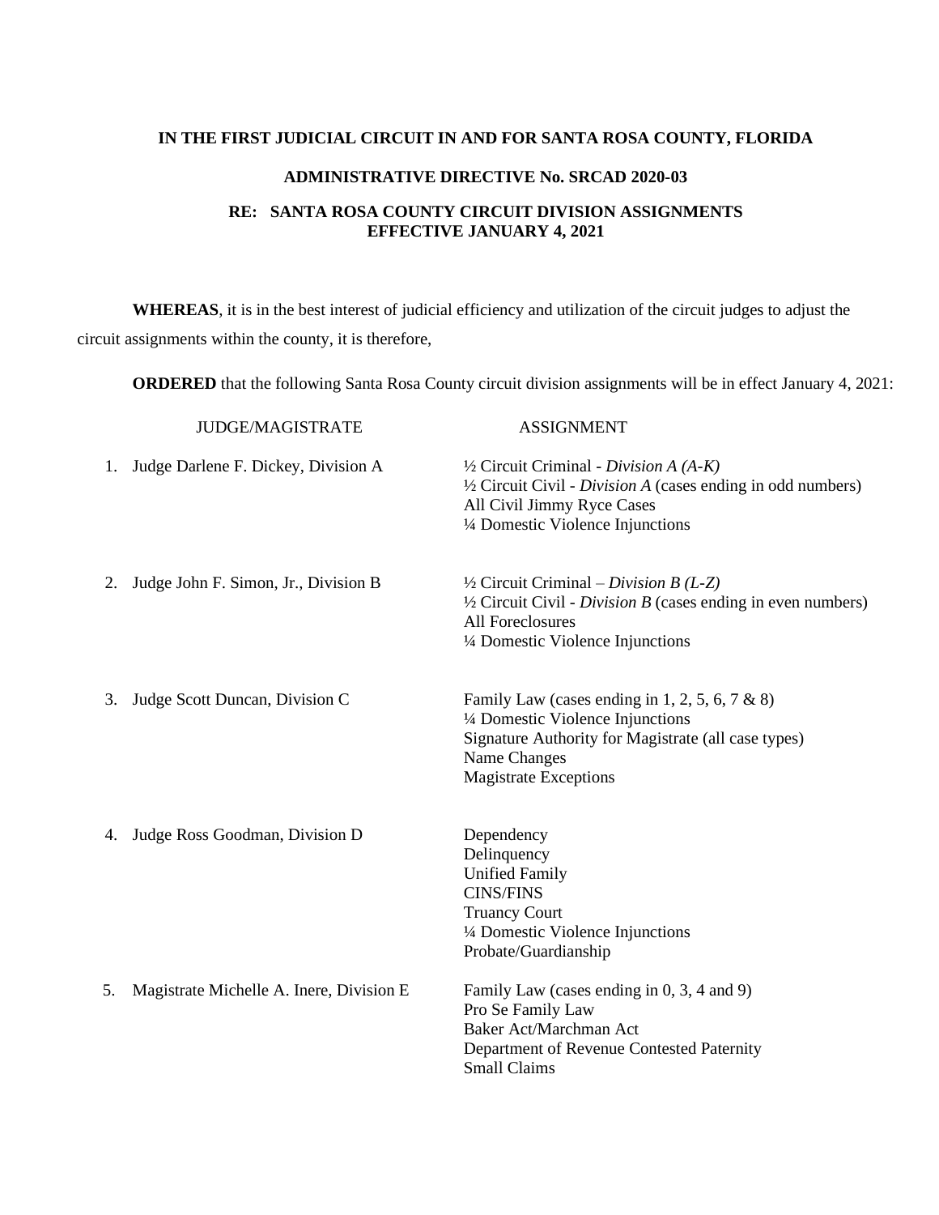**IN THE FIRST JUDICIAL CIRCUIT IN AND FOR SANTA ROSA COUNTY, FLORIDA**

**ADMINISTRATIVE DIRECTIVE No. SRCAD 2020-03**

**RE: SANTA ROSA COUNTY CIRCUIT DIVISION ASSIGNMENTS EFFECTIVE JANUARY 4, 2021**

**WHEREAS**, it is in the best interest of judicial efficiency and utilization of the circuit judges to adjust the circuit assignments within the county, it is therefore,

**ORDERED** that the following Santa Rosa County circuit division assignments will be in effect January 4, 2021:

| JUDGE/MAGISTRATE | ASSIGNMENT |
| --- | --- |
| 1. Judge Darlene F. Dickey, Division A | ½ Circuit Criminal - *Division A (A-K)*<br>½ Circuit Civil - *Division A* (cases ending in odd numbers)<br>All Civil Jimmy Ryce Cases<br>¼ Domestic Violence Injunctions |
| 2. Judge John F. Simon, Jr., Division B | ½ Circuit Criminal – *Division B (L-Z)*<br>½ Circuit Civil - *Division B* (cases ending in even numbers)<br>All Foreclosures<br>¼ Domestic Violence Injunctions |
| 3. Judge Scott Duncan, Division C | Family Law (cases ending in 1, 2, 5, 6, 7 & 8)<br>¼ Domestic Violence Injunctions<br>Signature Authority for Magistrate (all case types)<br>Name Changes<br>Magistrate Exceptions |
| 4. Judge Ross Goodman, Division D | Dependency<br>Delinquency<br>Unified Family<br>CINS/FINS<br>Truancy Court<br>¼ Domestic Violence Injunctions<br>Probate/Guardianship |
| 5. Magistrate Michelle A. Inere, Division E | Family Law (cases ending in 0, 3, 4 and 9)<br>Pro Se Family Law<br>Baker Act/Marchman Act<br>Department of Revenue Contested Paternity<br>Small Claims |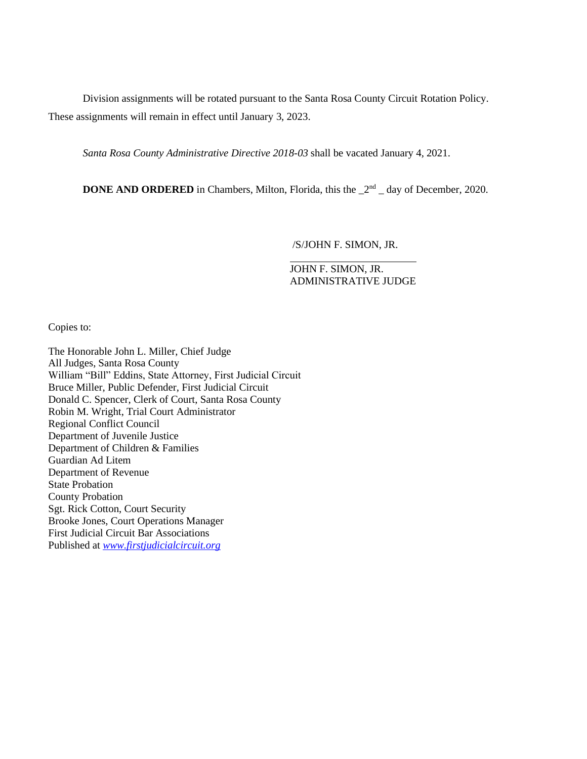Division assignments will be rotated pursuant to the Santa Rosa County Circuit Rotation Policy. These assignments will remain in effect until January 3, 2023.

*Santa Rosa County Administrative Directive 2018-03* shall be vacated January 4, 2021.

**DONE AND ORDERED** in Chambers, Milton, Florida, this the _2nd _ day of December, 2020.

/S/JOHN F. SIMON, JR.

JOHN F. SIMON, JR.
ADMINISTRATIVE JUDGE

Copies to:

The Honorable John L. Miller, Chief Judge
All Judges, Santa Rosa County
William "Bill" Eddins, State Attorney, First Judicial Circuit
Bruce Miller, Public Defender, First Judicial Circuit
Donald C. Spencer, Clerk of Court, Santa Rosa County
Robin M. Wright, Trial Court Administrator
Regional Conflict Council
Department of Juvenile Justice
Department of Children & Families
Guardian Ad Litem
Department of Revenue
State Probation
County Probation
Sgt. Rick Cotton, Court Security
Brooke Jones, Court Operations Manager
First Judicial Circuit Bar Associations
Published at *www.firstjudicialcircuit.org*